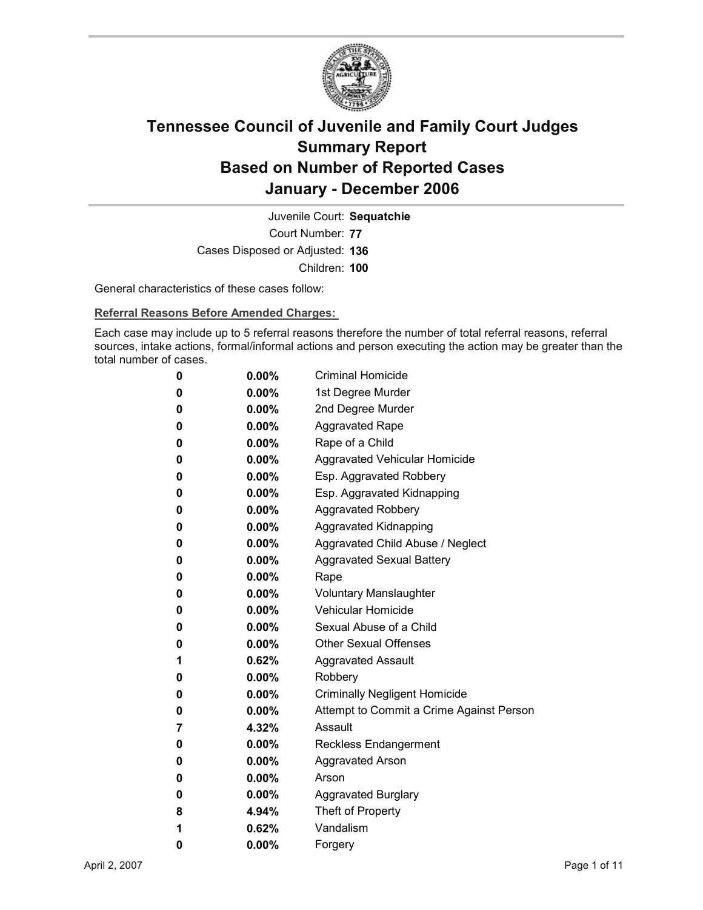# Tennessee Council of Juvenile and Family Court Judges
## Summary Report
## Based on Number of Reported Cases
## January - December 2006

Juvenile Court: **Sequatchie**

Court Number: **77**

Cases Disposed or Adjusted: **136**

Children: **100**

General characteristics of these cases follow:

**Referral Reasons Before Amended Charges:**

Each case may include up to 5 referral reasons therefore the number of total referral reasons, referral sources, intake actions, formal/informal actions and person executing the action may be greater than the total number of cases.

| Count | Percent | Referral Reason |
|---|---|---|
| 0 | 0.00% | Criminal Homicide |
| 0 | 0.00% | 1st Degree Murder |
| 0 | 0.00% | 2nd Degree Murder |
| 0 | 0.00% | Aggravated Rape |
| 0 | 0.00% | Rape of a Child |
| 0 | 0.00% | Aggravated Vehicular Homicide |
| 0 | 0.00% | Esp. Aggravated Robbery |
| 0 | 0.00% | Esp. Aggravated Kidnapping |
| 0 | 0.00% | Aggravated Robbery |
| 0 | 0.00% | Aggravated Kidnapping |
| 0 | 0.00% | Aggravated Child Abuse / Neglect |
| 0 | 0.00% | Aggravated Sexual Battery |
| 0 | 0.00% | Rape |
| 0 | 0.00% | Voluntary Manslaughter |
| 0 | 0.00% | Vehicular Homicide |
| 0 | 0.00% | Sexual Abuse of a Child |
| 0 | 0.00% | Other Sexual Offenses |
| 1 | 0.62% | Aggravated Assault |
| 0 | 0.00% | Robbery |
| 0 | 0.00% | Criminally Negligent Homicide |
| 0 | 0.00% | Attempt to Commit a Crime Against Person |
| 7 | 4.32% | Assault |
| 0 | 0.00% | Reckless Endangerment |
| 0 | 0.00% | Aggravated Arson |
| 0 | 0.00% | Arson |
| 0 | 0.00% | Aggravated Burglary |
| 8 | 4.94% | Theft of Property |
| 1 | 0.62% | Vandalism |
| 0 | 0.00% | Forgery |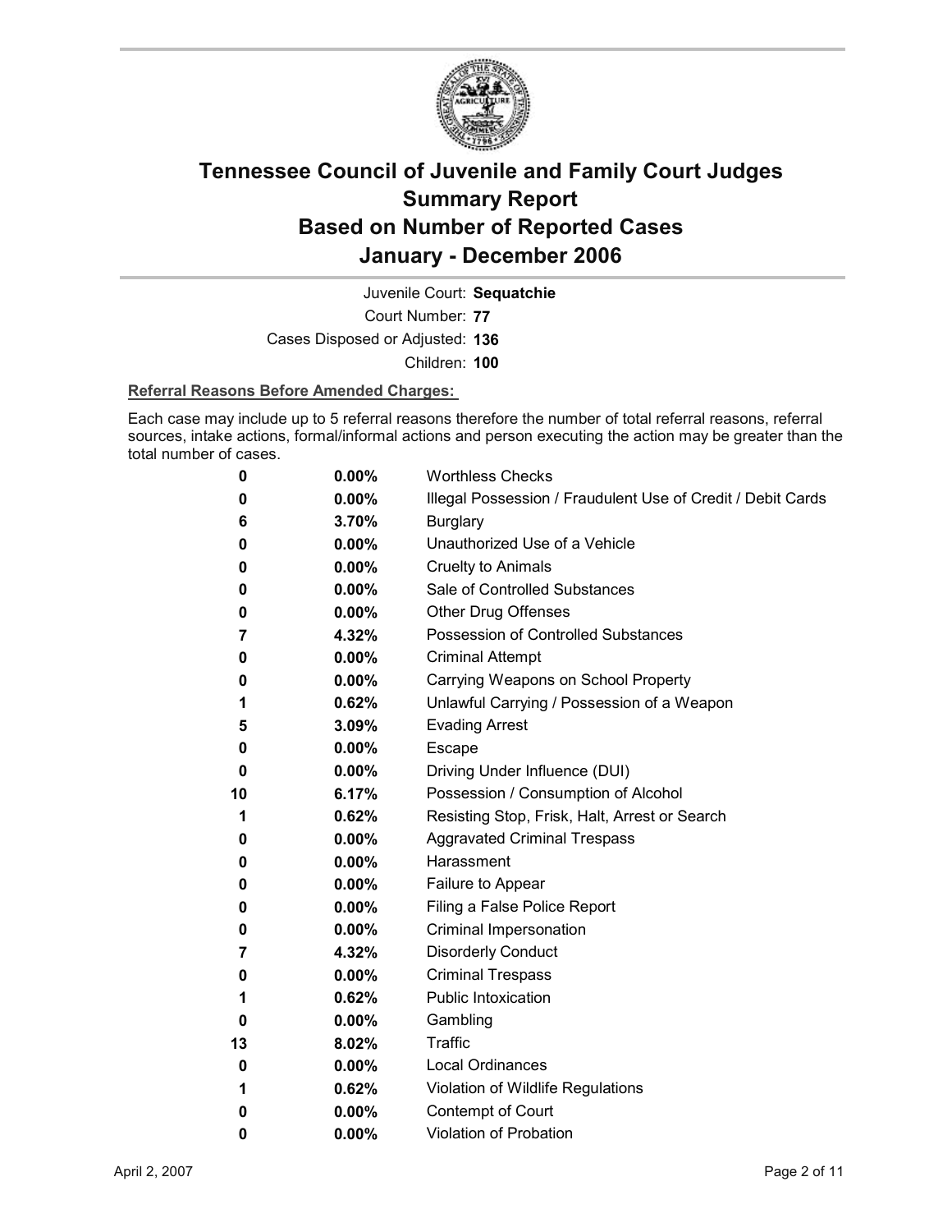# Tennessee Council of Juvenile and Family Court Judges
# Summary Report
# Based on Number of Reported Cases
# January - December 2006

Juvenile Court: **Sequatchie**
Court Number: **77**
Cases Disposed or Adjusted: **136**
Children: **100**

**Referral Reasons Before Amended Charges:**

Each case may include up to 5 referral reasons therefore the number of total referral reasons, referral sources, intake actions, formal/informal actions and person executing the action may be greater than the total number of cases.

| Count | Percent | Referral Reason |
|---|---|---|
| 0 | 0.00% | Worthless Checks |
| 0 | 0.00% | Illegal Possession / Fraudulent Use of Credit / Debit Cards |
| 6 | 3.70% | Burglary |
| 0 | 0.00% | Unauthorized Use of a Vehicle |
| 0 | 0.00% | Cruelty to Animals |
| 0 | 0.00% | Sale of Controlled Substances |
| 0 | 0.00% | Other Drug Offenses |
| 7 | 4.32% | Possession of Controlled Substances |
| 0 | 0.00% | Criminal Attempt |
| 0 | 0.00% | Carrying Weapons on School Property |
| 1 | 0.62% | Unlawful Carrying / Possession of a Weapon |
| 5 | 3.09% | Evading Arrest |
| 0 | 0.00% | Escape |
| 0 | 0.00% | Driving Under Influence (DUI) |
| 10 | 6.17% | Possession / Consumption of Alcohol |
| 1 | 0.62% | Resisting Stop, Frisk, Halt, Arrest or Search |
| 0 | 0.00% | Aggravated Criminal Trespass |
| 0 | 0.00% | Harassment |
| 0 | 0.00% | Failure to Appear |
| 0 | 0.00% | Filing a False Police Report |
| 0 | 0.00% | Criminal Impersonation |
| 7 | 4.32% | Disorderly Conduct |
| 0 | 0.00% | Criminal Trespass |
| 1 | 0.62% | Public Intoxication |
| 0 | 0.00% | Gambling |
| 13 | 8.02% | Traffic |
| 0 | 0.00% | Local Ordinances |
| 1 | 0.62% | Violation of Wildlife Regulations |
| 0 | 0.00% | Contempt of Court |
| 0 | 0.00% | Violation of Probation |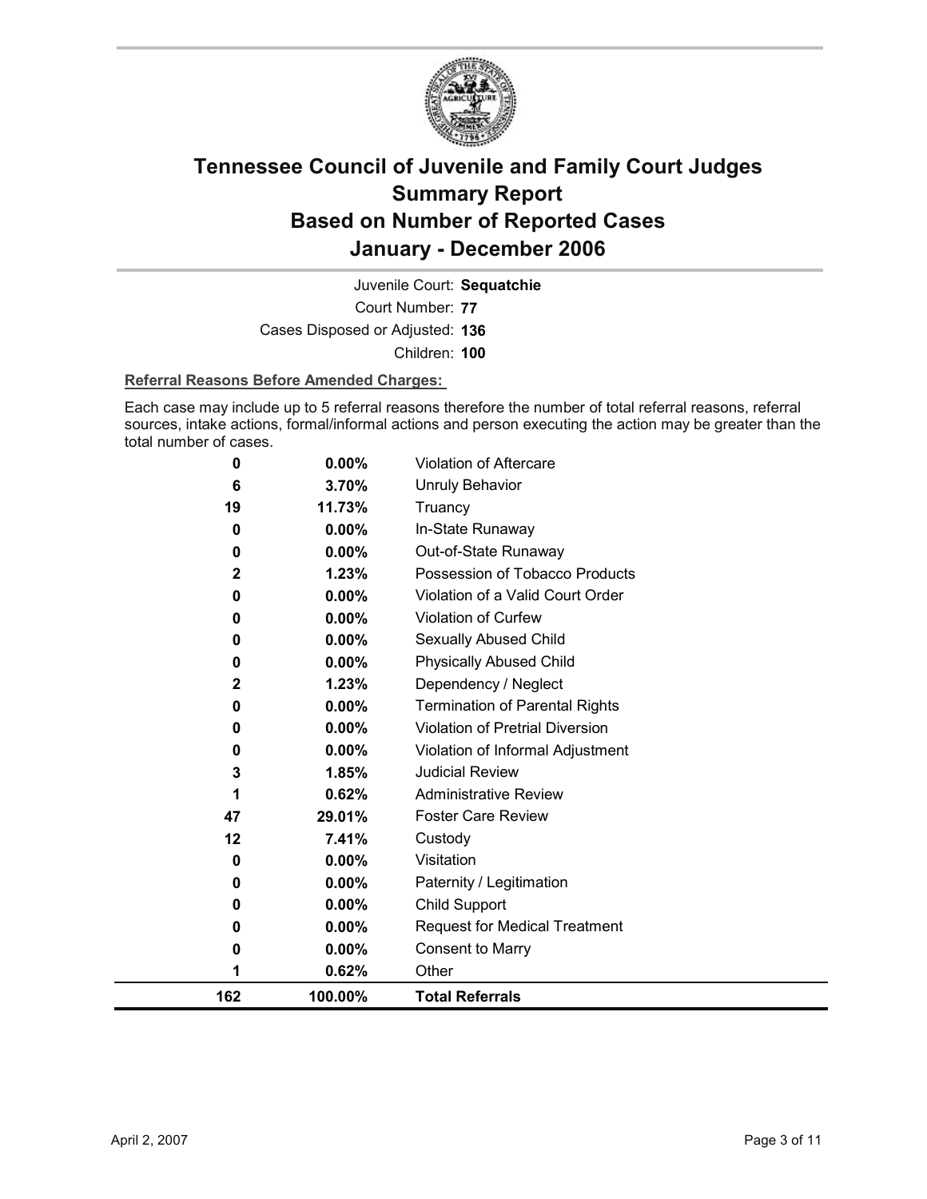# Tennessee Council of Juvenile and Family Court Judges
## Summary Report
## Based on Number of Reported Cases
## January - December 2006

Juvenile Court: **Sequatchie**

Court Number: **77**

Cases Disposed or Adjusted: **136**

Children: **100**

**Referral Reasons Before Amended Charges:**

Each case may include up to 5 referral reasons therefore the number of total referral reasons, referral sources, intake actions, formal/informal actions and person executing the action may be greater than the total number of cases.

| | | |
|---|---|---|
| 0 | 0.00% | Violation of Aftercare |
| 6 | 3.70% | Unruly Behavior |
| 19 | 11.73% | Truancy |
| 0 | 0.00% | In-State Runaway |
| 0 | 0.00% | Out-of-State Runaway |
| 2 | 1.23% | Possession of Tobacco Products |
| 0 | 0.00% | Violation of a Valid Court Order |
| 0 | 0.00% | Violation of Curfew |
| 0 | 0.00% | Sexually Abused Child |
| 0 | 0.00% | Physically Abused Child |
| 2 | 1.23% | Dependency / Neglect |
| 0 | 0.00% | Termination of Parental Rights |
| 0 | 0.00% | Violation of Pretrial Diversion |
| 0 | 0.00% | Violation of Informal Adjustment |
| 3 | 1.85% | Judicial Review |
| 1 | 0.62% | Administrative Review |
| 47 | 29.01% | Foster Care Review |
| 12 | 7.41% | Custody |
| 0 | 0.00% | Visitation |
| 0 | 0.00% | Paternity / Legitimation |
| 0 | 0.00% | Child Support |
| 0 | 0.00% | Request for Medical Treatment |
| 0 | 0.00% | Consent to Marry |
| 1 | 0.62% | Other |
| **162** | **100.00%** | **Total Referrals** |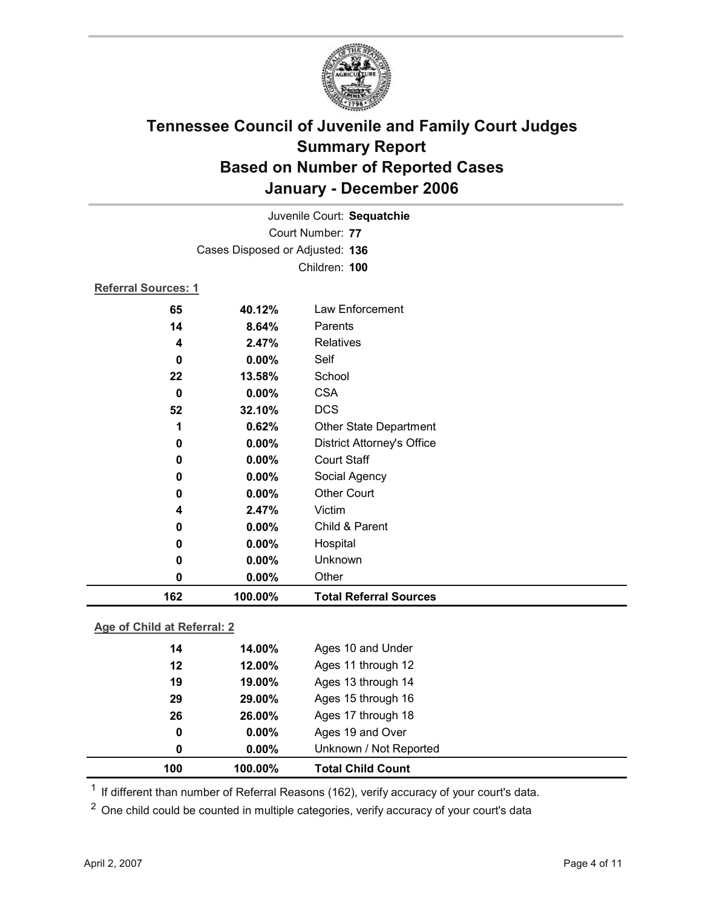# Tennessee Council of Juvenile and Family Court Judges
## Summary Report
## Based on Number of Reported Cases
## January - December 2006

Juvenile Court: **Sequatchie**
Court Number: **77**
Cases Disposed or Adjusted: **136**
Children: **100**

**Referral Sources: 1**

| Count | Percent | Source |
|---|---|---|
| 65 | 40.12% | Law Enforcement |
| 14 | 8.64% | Parents |
| 4 | 2.47% | Relatives |
| 0 | 0.00% | Self |
| 22 | 13.58% | School |
| 0 | 0.00% | CSA |
| 52 | 32.10% | DCS |
| 1 | 0.62% | Other State Department |
| 0 | 0.00% | District Attorney's Office |
| 0 | 0.00% | Court Staff |
| 0 | 0.00% | Social Agency |
| 0 | 0.00% | Other Court |
| 4 | 2.47% | Victim |
| 0 | 0.00% | Child & Parent |
| 0 | 0.00% | Hospital |
| 0 | 0.00% | Unknown |
| 0 | 0.00% | Other |
| **162** | **100.00%** | **Total Referral Sources** |

**Age of Child at Referral: 2**

| Count | Percent | Age |
|---|---|---|
| 14 | 14.00% | Ages 10 and Under |
| 12 | 12.00% | Ages 11 through 12 |
| 19 | 19.00% | Ages 13 through 14 |
| 29 | 29.00% | Ages 15 through 16 |
| 26 | 26.00% | Ages 17 through 18 |
| 0 | 0.00% | Ages 19 and Over |
| 0 | 0.00% | Unknown / Not Reported |
| **100** | **100.00%** | **Total Child Count** |

[1] If different than number of Referral Reasons (162), verify accuracy of your court's data.

[2] One child could be counted in multiple categories, verify accuracy of your court's data

April 2, 2007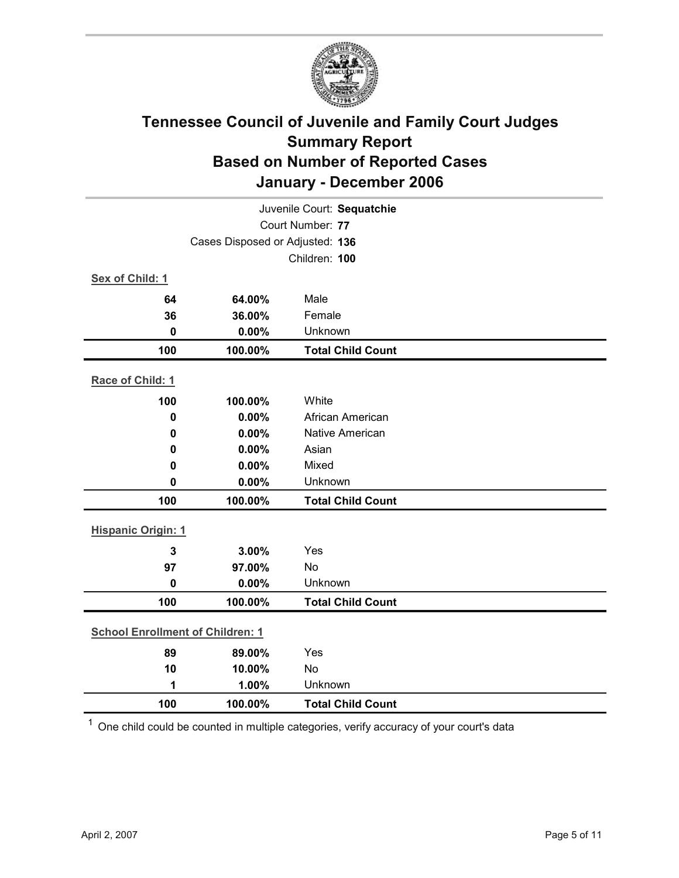# Tennessee Council of Juvenile and Family Court Judges
## Summary Report
## Based on Number of Reported Cases
## January - December 2006

Juvenile Court: **Sequatchie**
Court Number: **77**
Cases Disposed or Adjusted: **136**
Children: **100**

**Sex of Child: 1**

| | | |
|---|---|---|
| 64 | 64.00% | Male |
| 36 | 36.00% | Female |
| 0 | 0.00% | Unknown |
| **100** | **100.00%** | **Total Child Count** |

**Race of Child: 1**

| | | |
|---|---|---|
| 100 | 100.00% | White |
| 0 | 0.00% | African American |
| 0 | 0.00% | Native American |
| 0 | 0.00% | Asian |
| 0 | 0.00% | Mixed |
| 0 | 0.00% | Unknown |
| **100** | **100.00%** | **Total Child Count** |

**Hispanic Origin: 1**

| | | |
|---|---|---|
| 3 | 3.00% | Yes |
| 97 | 97.00% | No |
| 0 | 0.00% | Unknown |
| **100** | **100.00%** | **Total Child Count** |

**School Enrollment of Children: 1**

| | | |
|---|---|---|
| 89 | 89.00% | Yes |
| 10 | 10.00% | No |
| 1 | 1.00% | Unknown |
| **100** | **100.00%** | **Total Child Count** |

[1] One child could be counted in multiple categories, verify accuracy of your court's data

April 2, 2007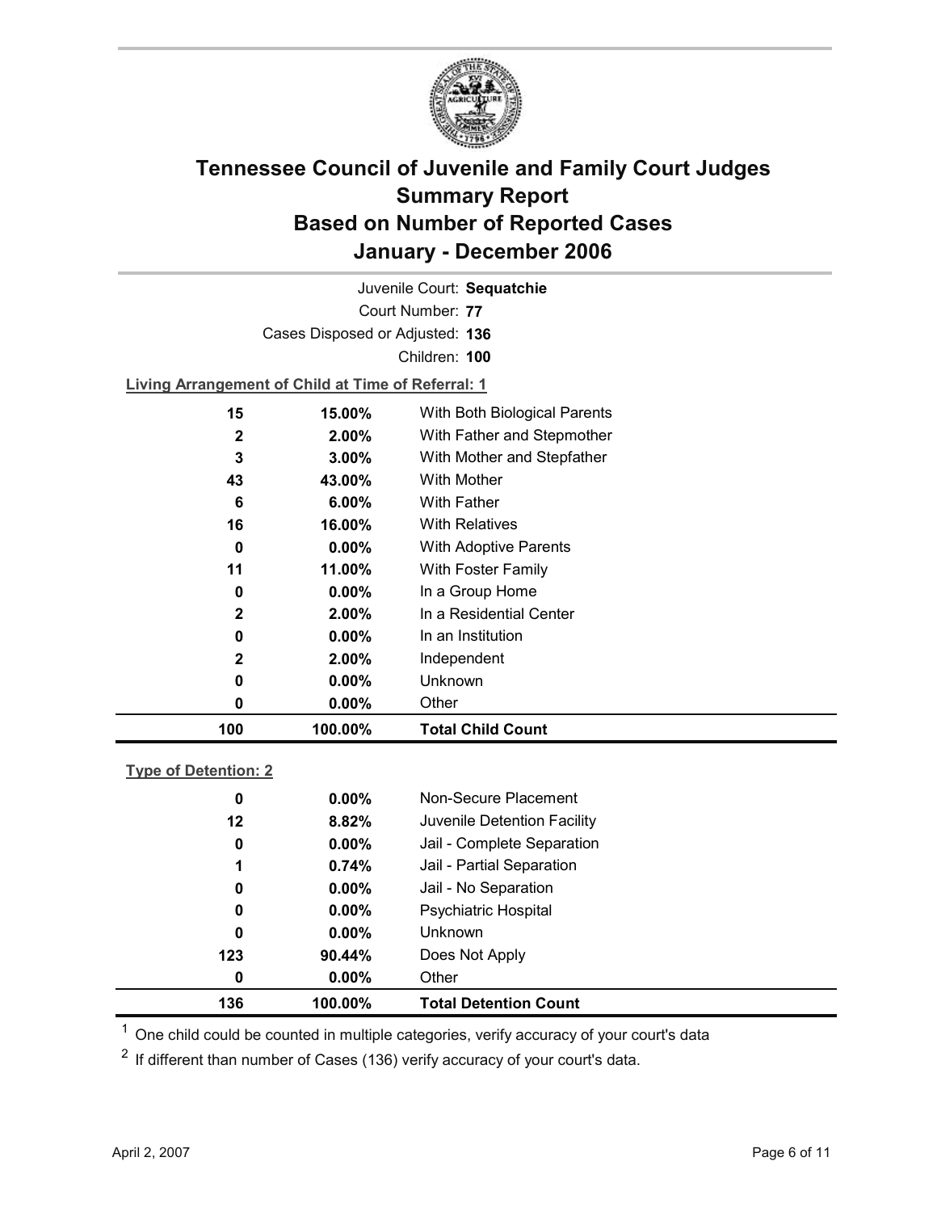# Tennessee Council of Juvenile and Family Court Judges Summary Report Based on Number of Reported Cases January - December 2006

Juvenile Court: **Sequatchie**

Court Number: **77**

Cases Disposed or Adjusted: **136**

Children: **100**

**Living Arrangement of Child at Time of Referral: 1**

| Count | Percent | Living Arrangement |
| --- | --- | --- |
| 15 | 15.00% | With Both Biological Parents |
| 2 | 2.00% | With Father and Stepmother |
| 3 | 3.00% | With Mother and Stepfather |
| 43 | 43.00% | With Mother |
| 6 | 6.00% | With Father |
| 16 | 16.00% | With Relatives |
| 0 | 0.00% | With Adoptive Parents |
| 11 | 11.00% | With Foster Family |
| 0 | 0.00% | In a Group Home |
| 2 | 2.00% | In a Residential Center |
| 0 | 0.00% | In an Institution |
| 2 | 2.00% | Independent |
| 0 | 0.00% | Unknown |
| 0 | 0.00% | Other |
| **100** | **100.00%** | **Total Child Count** |

**Type of Detention: 2**

| Count | Percent | Type of Detention |
| --- | --- | --- |
| 0 | 0.00% | Non-Secure Placement |
| 12 | 8.82% | Juvenile Detention Facility |
| 0 | 0.00% | Jail - Complete Separation |
| 1 | 0.74% | Jail - Partial Separation |
| 0 | 0.00% | Jail - No Separation |
| 0 | 0.00% | Psychiatric Hospital |
| 0 | 0.00% | Unknown |
| 123 | 90.44% | Does Not Apply |
| 0 | 0.00% | Other |
| **136** | **100.00%** | **Total Detention Count** |

[1] One child could be counted in multiple categories, verify accuracy of your court's data

[2] If different than number of Cases (136) verify accuracy of your court's data.

April 2, 2007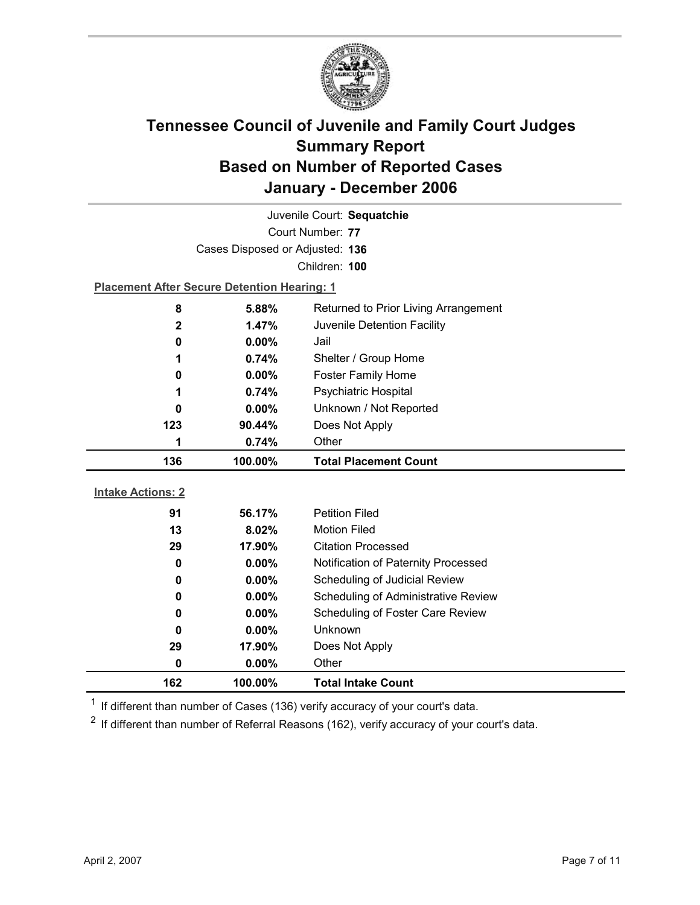# Tennessee Council of Juvenile and Family Court Judges
## Summary Report
## Based on Number of Reported Cases
## January - December 2006

Juvenile Court: **Sequatchie**
Court Number: **77**
Cases Disposed or Adjusted: **136**
Children: **100**

**Placement After Secure Detention Hearing: 1**

| | | |
|---|---|---|
| 8 | 5.88% | Returned to Prior Living Arrangement |
| 2 | 1.47% | Juvenile Detention Facility |
| 0 | 0.00% | Jail |
| 1 | 0.74% | Shelter / Group Home |
| 0 | 0.00% | Foster Family Home |
| 1 | 0.74% | Psychiatric Hospital |
| 0 | 0.00% | Unknown / Not Reported |
| 123 | 90.44% | Does Not Apply |
| 1 | 0.74% | Other |
| **136** | **100.00%** | **Total Placement Count** |

**Intake Actions: 2**

| | | |
|---|---|---|
| 91 | 56.17% | Petition Filed |
| 13 | 8.02% | Motion Filed |
| 29 | 17.90% | Citation Processed |
| 0 | 0.00% | Notification of Paternity Processed |
| 0 | 0.00% | Scheduling of Judicial Review |
| 0 | 0.00% | Scheduling of Administrative Review |
| 0 | 0.00% | Scheduling of Foster Care Review |
| 0 | 0.00% | Unknown |
| 29 | 17.90% | Does Not Apply |
| 0 | 0.00% | Other |
| **162** | **100.00%** | **Total Intake Count** |

[1] If different than number of Cases (136) verify accuracy of your court's data.

[2] If different than number of Referral Reasons (162), verify accuracy of your court's data.

April 2, 2007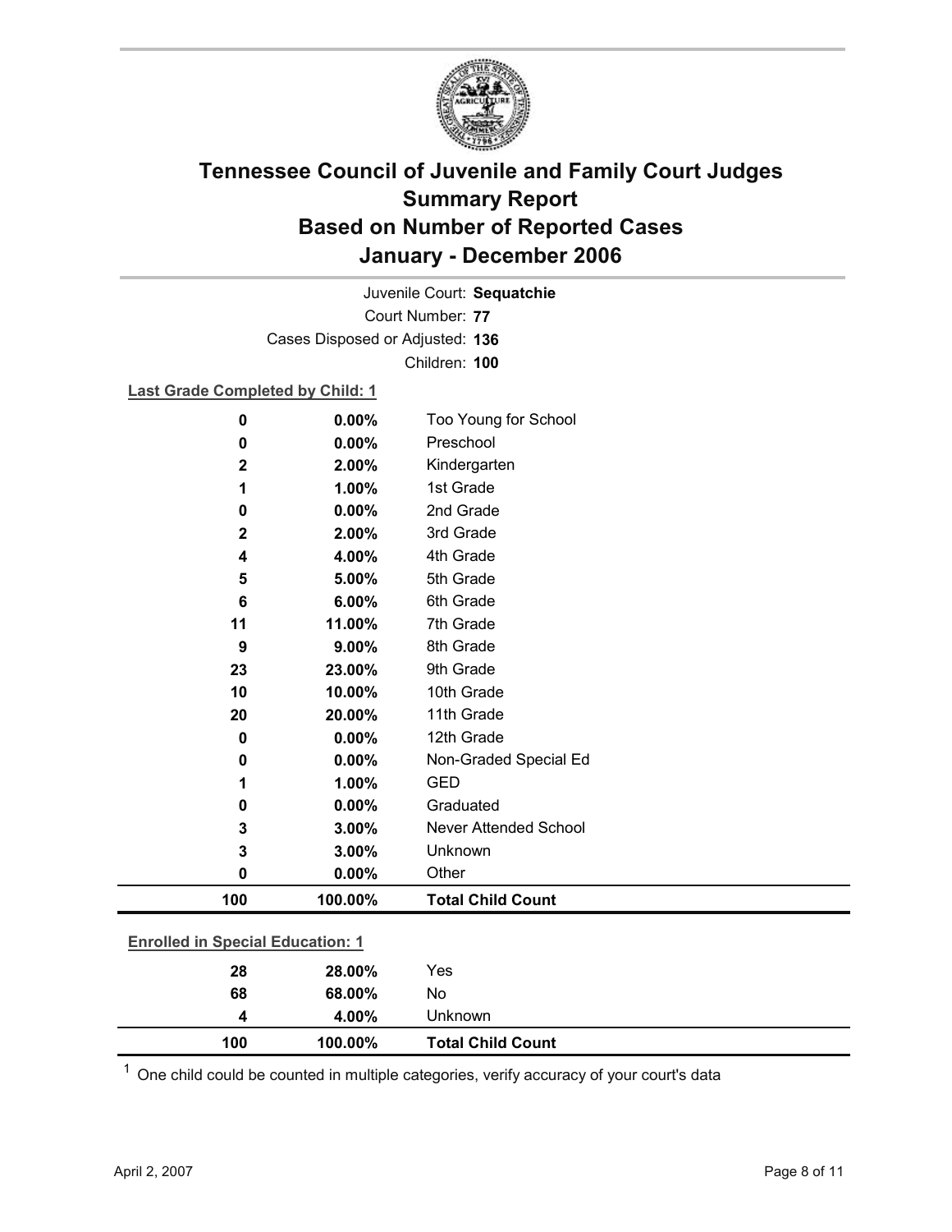# Tennessee Council of Juvenile and Family Court Judges
# Summary Report
# Based on Number of Reported Cases
# January - December 2006

Juvenile Court: **Sequatchie**

Court Number: **77**

Cases Disposed or Adjusted: **136**

Children: **100**

**Last Grade Completed by Child: 1**

| Count | Percent | Category |
|---|---|---|
| 0 | 0.00% | Too Young for School |
| 0 | 0.00% | Preschool |
| 2 | 2.00% | Kindergarten |
| 1 | 1.00% | 1st Grade |
| 0 | 0.00% | 2nd Grade |
| 2 | 2.00% | 3rd Grade |
| 4 | 4.00% | 4th Grade |
| 5 | 5.00% | 5th Grade |
| 6 | 6.00% | 6th Grade |
| 11 | 11.00% | 7th Grade |
| 9 | 9.00% | 8th Grade |
| 23 | 23.00% | 9th Grade |
| 10 | 10.00% | 10th Grade |
| 20 | 20.00% | 11th Grade |
| 0 | 0.00% | 12th Grade |
| 0 | 0.00% | Non-Graded Special Ed |
| 1 | 1.00% | GED |
| 0 | 0.00% | Graduated |
| 3 | 3.00% | Never Attended School |
| 3 | 3.00% | Unknown |
| 0 | 0.00% | Other |
| **100** | **100.00%** | **Total Child Count** |

**Enrolled in Special Education: 1**

| Count | Percent | Category |
|---|---|---|
| 28 | 28.00% | Yes |
| 68 | 68.00% | No |
| 4 | 4.00% | Unknown |
| **100** | **100.00%** | **Total Child Count** |

[1] One child could be counted in multiple categories, verify accuracy of your court's data

April 2, 2007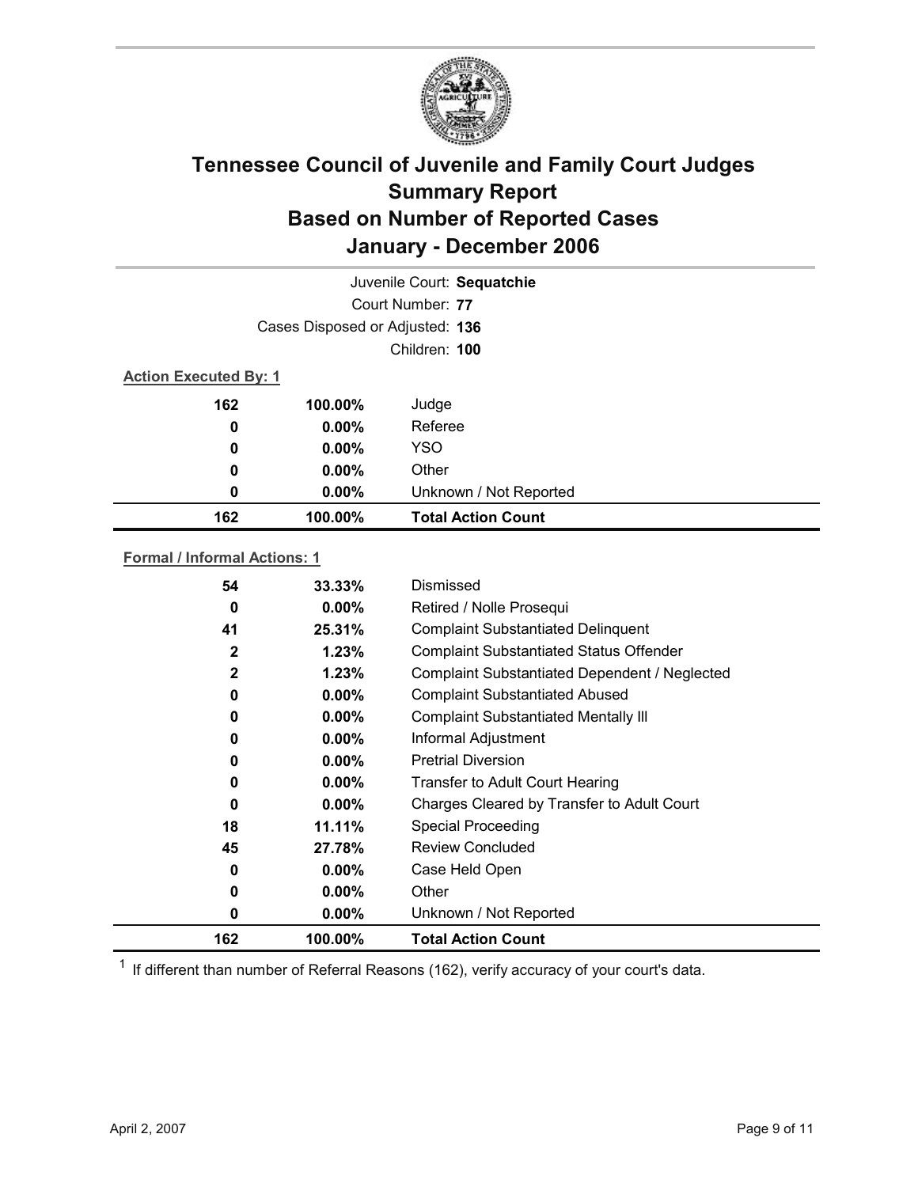# Tennessee Council of Juvenile and Family Court Judges
## Summary Report
## Based on Number of Reported Cases
## January - December 2006

Juvenile Court: **Sequatchie**

Court Number: **77**

Cases Disposed or Adjusted: **136**

Children: **100**

**Action Executed By: 1**

| | | |
|---|---|---|
| 162 | 100.00% | Judge |
| 0 | 0.00% | Referee |
| 0 | 0.00% | YSO |
| 0 | 0.00% | Other |
| 0 | 0.00% | Unknown / Not Reported |
| **162** | **100.00%** | **Total Action Count** |

**Formal / Informal Actions: 1**

| | | |
|---|---|---|
| 54 | 33.33% | Dismissed |
| 0 | 0.00% | Retired / Nolle Prosequi |
| 41 | 25.31% | Complaint Substantiated Delinquent |
| 2 | 1.23% | Complaint Substantiated Status Offender |
| 2 | 1.23% | Complaint Substantiated Dependent / Neglected |
| 0 | 0.00% | Complaint Substantiated Abused |
| 0 | 0.00% | Complaint Substantiated Mentally Ill |
| 0 | 0.00% | Informal Adjustment |
| 0 | 0.00% | Pretrial Diversion |
| 0 | 0.00% | Transfer to Adult Court Hearing |
| 0 | 0.00% | Charges Cleared by Transfer to Adult Court |
| 18 | 11.11% | Special Proceeding |
| 45 | 27.78% | Review Concluded |
| 0 | 0.00% | Case Held Open |
| 0 | 0.00% | Other |
| 0 | 0.00% | Unknown / Not Reported |
| **162** | **100.00%** | **Total Action Count** |

[1] If different than number of Referral Reasons (162), verify accuracy of your court's data.

April 2, 2007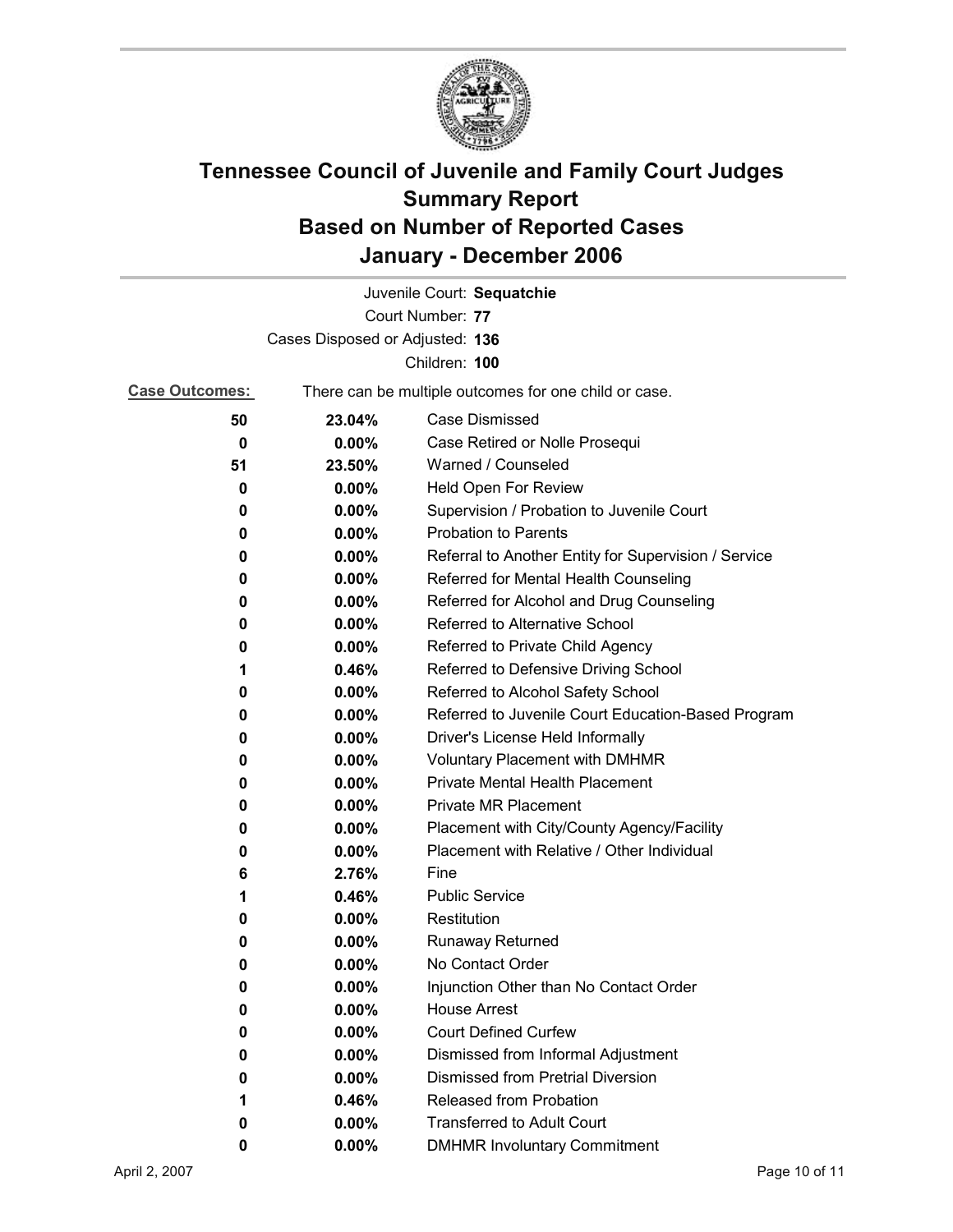# Tennessee Council of Juvenile and Family Court Judges
# Summary Report
# Based on Number of Reported Cases
# January - December 2006

Juvenile Court: **Sequatchie**

Court Number: **77**

Cases Disposed or Adjusted: **136**

Children: **100**

**Case Outcomes:** There can be multiple outcomes for one child or case.

| Count | Percent | Outcome |
|---|---|---|
| 50 | 23.04% | Case Dismissed |
| 0 | 0.00% | Case Retired or Nolle Prosequi |
| 51 | 23.50% | Warned / Counseled |
| 0 | 0.00% | Held Open For Review |
| 0 | 0.00% | Supervision / Probation to Juvenile Court |
| 0 | 0.00% | Probation to Parents |
| 0 | 0.00% | Referral to Another Entity for Supervision / Service |
| 0 | 0.00% | Referred for Mental Health Counseling |
| 0 | 0.00% | Referred for Alcohol and Drug Counseling |
| 0 | 0.00% | Referred to Alternative School |
| 0 | 0.00% | Referred to Private Child Agency |
| 1 | 0.46% | Referred to Defensive Driving School |
| 0 | 0.00% | Referred to Alcohol Safety School |
| 0 | 0.00% | Referred to Juvenile Court Education-Based Program |
| 0 | 0.00% | Driver's License Held Informally |
| 0 | 0.00% | Voluntary Placement with DMHMR |
| 0 | 0.00% | Private Mental Health Placement |
| 0 | 0.00% | Private MR Placement |
| 0 | 0.00% | Placement with City/County Agency/Facility |
| 0 | 0.00% | Placement with Relative / Other Individual |
| 6 | 2.76% | Fine |
| 1 | 0.46% | Public Service |
| 0 | 0.00% | Restitution |
| 0 | 0.00% | Runaway Returned |
| 0 | 0.00% | No Contact Order |
| 0 | 0.00% | Injunction Other than No Contact Order |
| 0 | 0.00% | House Arrest |
| 0 | 0.00% | Court Defined Curfew |
| 0 | 0.00% | Dismissed from Informal Adjustment |
| 0 | 0.00% | Dismissed from Pretrial Diversion |
| 1 | 0.46% | Released from Probation |
| 0 | 0.00% | Transferred to Adult Court |
| 0 | 0.00% | DMHMR Involuntary Commitment |

April 2, 2007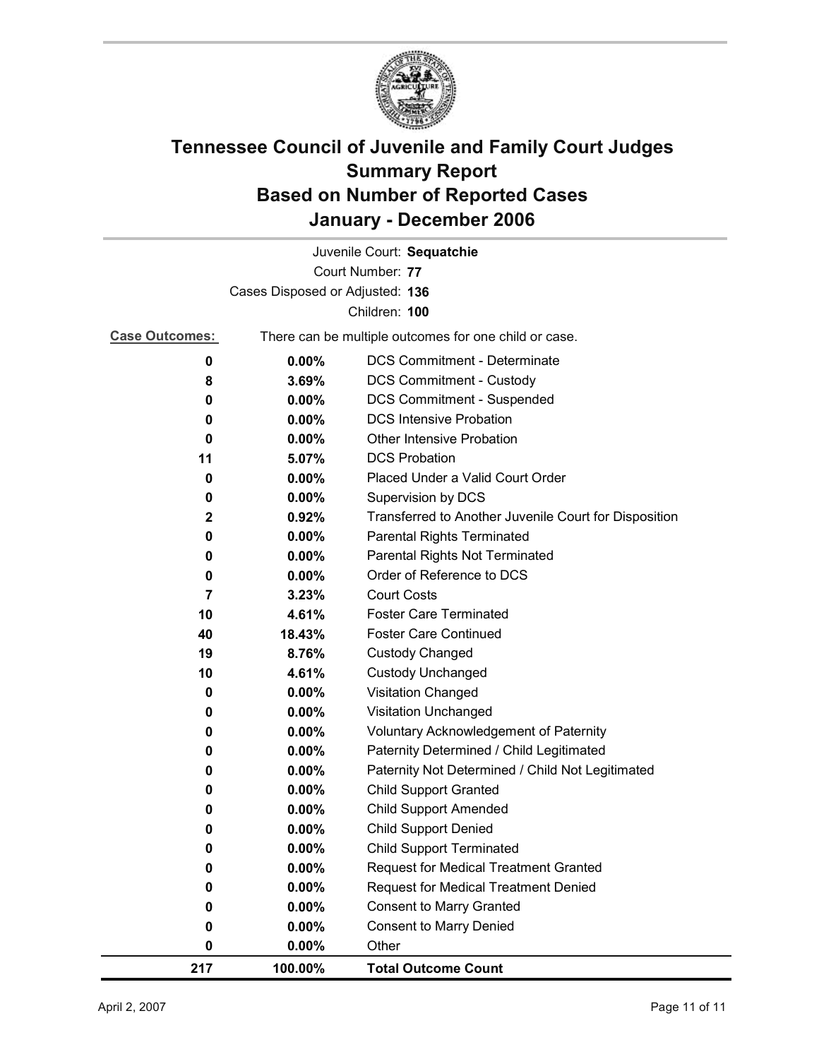# Tennessee Council of Juvenile and Family Court Judges
## Summary Report
## Based on Number of Reported Cases
## January - December 2006

Juvenile Court: **Sequatchie**
Court Number: **77**
Cases Disposed or Adjusted: **136**
Children: **100**

**Case Outcomes:** There can be multiple outcomes for one child or case.

| | | |
|---|---|---|
| 0 | 0.00% | DCS Commitment - Determinate |
| 8 | 3.69% | DCS Commitment - Custody |
| 0 | 0.00% | DCS Commitment - Suspended |
| 0 | 0.00% | DCS Intensive Probation |
| 0 | 0.00% | Other Intensive Probation |
| 11 | 5.07% | DCS Probation |
| 0 | 0.00% | Placed Under a Valid Court Order |
| 0 | 0.00% | Supervision by DCS |
| 2 | 0.92% | Transferred to Another Juvenile Court for Disposition |
| 0 | 0.00% | Parental Rights Terminated |
| 0 | 0.00% | Parental Rights Not Terminated |
| 0 | 0.00% | Order of Reference to DCS |
| 7 | 3.23% | Court Costs |
| 10 | 4.61% | Foster Care Terminated |
| 40 | 18.43% | Foster Care Continued |
| 19 | 8.76% | Custody Changed |
| 10 | 4.61% | Custody Unchanged |
| 0 | 0.00% | Visitation Changed |
| 0 | 0.00% | Visitation Unchanged |
| 0 | 0.00% | Voluntary Acknowledgement of Paternity |
| 0 | 0.00% | Paternity Determined / Child Legitimated |
| 0 | 0.00% | Paternity Not Determined / Child Not Legitimated |
| 0 | 0.00% | Child Support Granted |
| 0 | 0.00% | Child Support Amended |
| 0 | 0.00% | Child Support Denied |
| 0 | 0.00% | Child Support Terminated |
| 0 | 0.00% | Request for Medical Treatment Granted |
| 0 | 0.00% | Request for Medical Treatment Denied |
| 0 | 0.00% | Consent to Marry Granted |
| 0 | 0.00% | Consent to Marry Denied |
| 0 | 0.00% | Other |
| **217** | **100.00%** | **Total Outcome Count** |

April 2, 2007